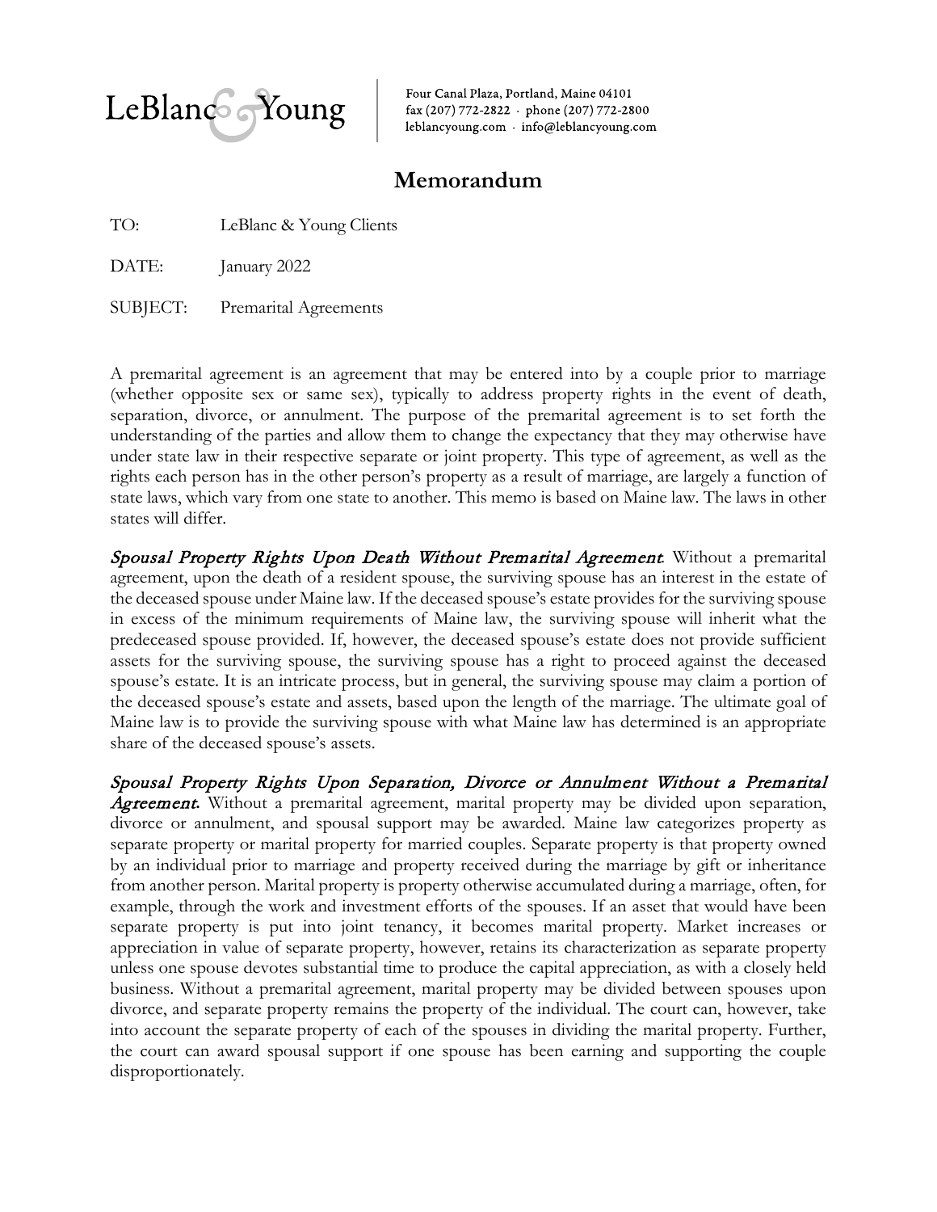LeBlanc & Young

Four Canal Plaza, Portland, Maine 04101
fax (207) 772-2822 · phone (207) 772-2800
leblancyoung.com · info@leblancyoung.com

# Memorandum

TO: LeBlanc & Young Clients

DATE: January 2022

SUBJECT: Premarital Agreements

A premarital agreement is an agreement that may be entered into by a couple prior to marriage (whether opposite sex or same sex), typically to address property rights in the event of death, separation, divorce, or annulment. The purpose of the premarital agreement is to set forth the understanding of the parties and allow them to change the expectancy that they may otherwise have under state law in their respective separate or joint property. This type of agreement, as well as the rights each person has in the other person's property as a result of marriage, are largely a function of state laws, which vary from one state to another. This memo is based on Maine law. The laws in other states will differ.

***Spousal Property Rights Upon Death Without Premarital Agreement.*** Without a premarital agreement, upon the death of a resident spouse, the surviving spouse has an interest in the estate of the deceased spouse under Maine law. If the deceased spouse's estate provides for the surviving spouse in excess of the minimum requirements of Maine law, the surviving spouse will inherit what the predeceased spouse provided. If, however, the deceased spouse's estate does not provide sufficient assets for the surviving spouse, the surviving spouse has a right to proceed against the deceased spouse's estate. It is an intricate process, but in general, the surviving spouse may claim a portion of the deceased spouse's estate and assets, based upon the length of the marriage. The ultimate goal of Maine law is to provide the surviving spouse with what Maine law has determined is an appropriate share of the deceased spouse's assets.

***Spousal Property Rights Upon Separation, Divorce or Annulment Without a Premarital Agreement.*** Without a premarital agreement, marital property may be divided upon separation, divorce or annulment, and spousal support may be awarded. Maine law categorizes property as separate property or marital property for married couples. Separate property is that property owned by an individual prior to marriage and property received during the marriage by gift or inheritance from another person. Marital property is property otherwise accumulated during a marriage, often, for example, through the work and investment efforts of the spouses. If an asset that would have been separate property is put into joint tenancy, it becomes marital property. Market increases or appreciation in value of separate property, however, retains its characterization as separate property unless one spouse devotes substantial time to produce the capital appreciation, as with a closely held business. Without a premarital agreement, marital property may be divided between spouses upon divorce, and separate property remains the property of the individual. The court can, however, take into account the separate property of each of the spouses in dividing the marital property. Further, the court can award spousal support if one spouse has been earning and supporting the couple disproportionately.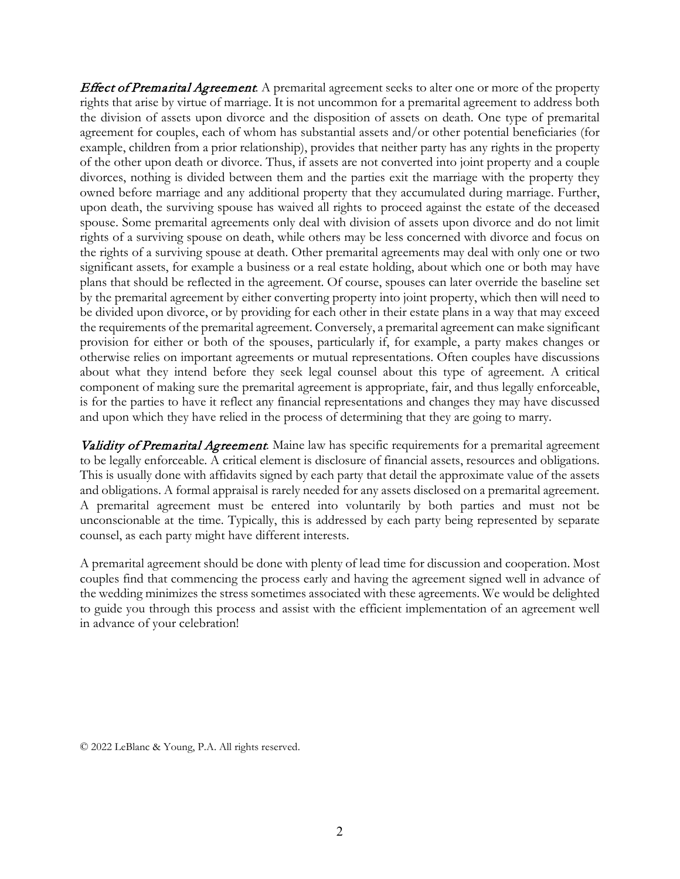***Effect of Premarital Agreement***. A premarital agreement seeks to alter one or more of the property rights that arise by virtue of marriage. It is not uncommon for a premarital agreement to address both the division of assets upon divorce and the disposition of assets on death. One type of premarital agreement for couples, each of whom has substantial assets and/or other potential beneficiaries (for example, children from a prior relationship), provides that neither party has any rights in the property of the other upon death or divorce. Thus, if assets are not converted into joint property and a couple divorces, nothing is divided between them and the parties exit the marriage with the property they owned before marriage and any additional property that they accumulated during marriage. Further, upon death, the surviving spouse has waived all rights to proceed against the estate of the deceased spouse. Some premarital agreements only deal with division of assets upon divorce and do not limit rights of a surviving spouse on death, while others may be less concerned with divorce and focus on the rights of a surviving spouse at death. Other premarital agreements may deal with only one or two significant assets, for example a business or a real estate holding, about which one or both may have plans that should be reflected in the agreement. Of course, spouses can later override the baseline set by the premarital agreement by either converting property into joint property, which then will need to be divided upon divorce, or by providing for each other in their estate plans in a way that may exceed the requirements of the premarital agreement. Conversely, a premarital agreement can make significant provision for either or both of the spouses, particularly if, for example, a party makes changes or otherwise relies on important agreements or mutual representations. Often couples have discussions about what they intend before they seek legal counsel about this type of agreement. A critical component of making sure the premarital agreement is appropriate, fair, and thus legally enforceable, is for the parties to have it reflect any financial representations and changes they may have discussed and upon which they have relied in the process of determining that they are going to marry.

***Validity of Premarital Agreement***. Maine law has specific requirements for a premarital agreement to be legally enforceable. A critical element is disclosure of financial assets, resources and obligations. This is usually done with affidavits signed by each party that detail the approximate value of the assets and obligations. A formal appraisal is rarely needed for any assets disclosed on a premarital agreement. A premarital agreement must be entered into voluntarily by both parties and must not be unconscionable at the time. Typically, this is addressed by each party being represented by separate counsel, as each party might have different interests.

A premarital agreement should be done with plenty of lead time for discussion and cooperation. Most couples find that commencing the process early and having the agreement signed well in advance of the wedding minimizes the stress sometimes associated with these agreements. We would be delighted to guide you through this process and assist with the efficient implementation of an agreement well in advance of your celebration!

© 2022 LeBlanc & Young, P.A. All rights reserved.